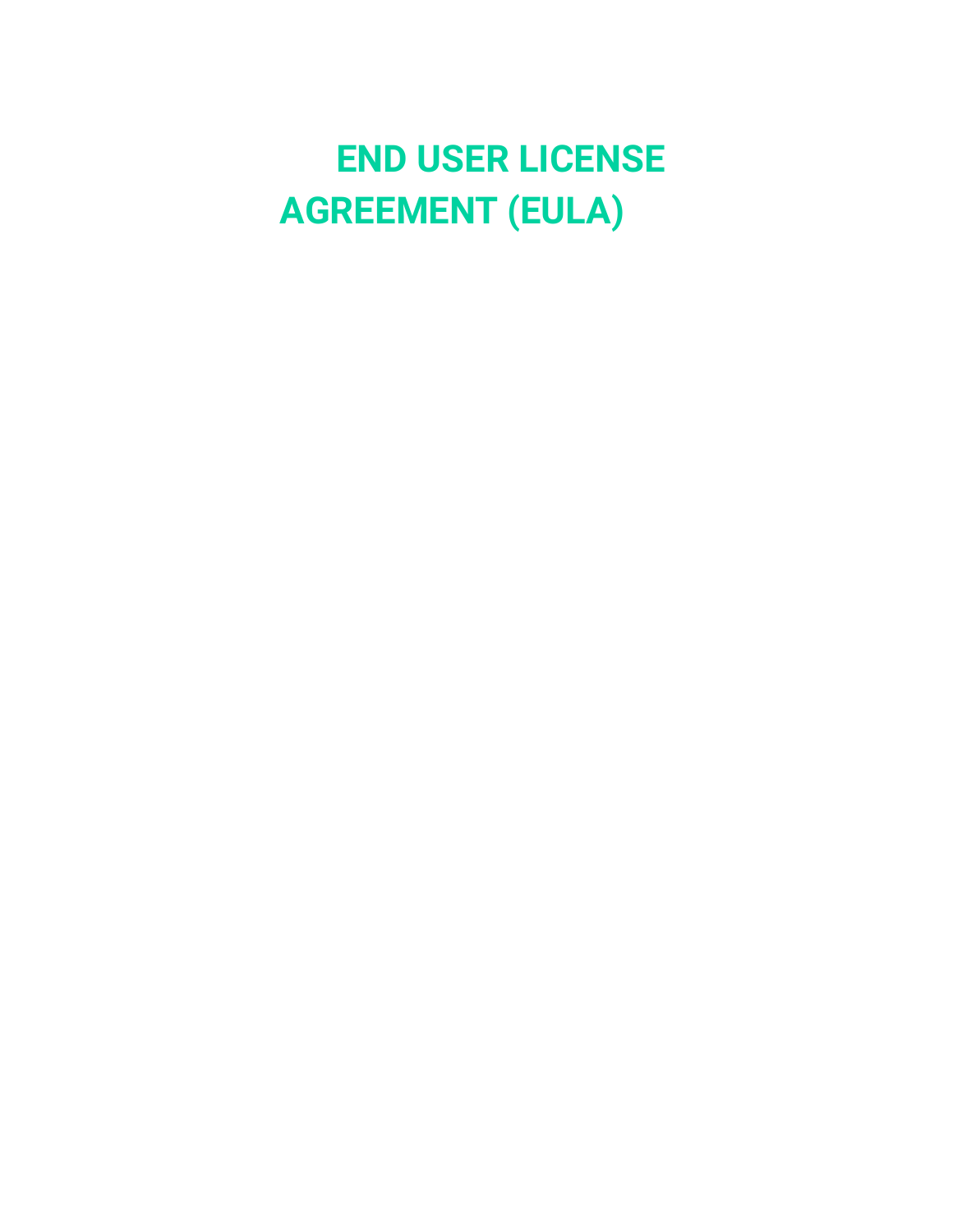# END USER LICENSE AGREEMENT (EULA)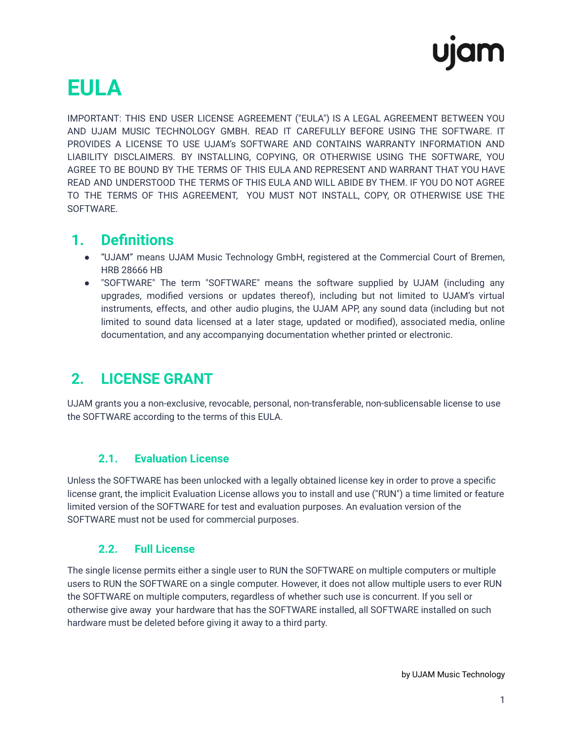# EULA

IMPORTANT: THIS END USER LICENSE AGREEMENT ("EULA") IS A LEGAL AGREEMENT BETWEEN YOU AND UJAM MUSIC TECHNOLOGY GMBH. READ IT CAREFULLY BEFORE USING THE SOFTWARE. IT PROVIDES A LICENSE TO USE UJAM's SOFTWARE AND CONTAINS WARRANTY INFORMATION AND LIABILITY DISCLAIMERS. BY INSTALLING, COPYING, OR OTHERWISE USING THE SOFTWARE, YOU AGREE TO BE BOUND BY THE TERMS OF THIS EULA AND REPRESENT AND WARRANT THAT YOU HAVE READ AND UNDERSTOOD THE TERMS OF THIS EULA AND WILL ABIDE BY THEM. IF YOU DO NOT AGREE TO THE TERMS OF THIS AGREEMENT, YOU MUST NOT INSTALL, COPY, OR OTHERWISE USE THE SOFTWARE.

## 1. Definitions

- "UJAM" means UJAM Music Technology GmbH, registered at the Commercial Court of Bremen, HRB 28666 HB
- "SOFTWARE" The term "SOFTWARE" means the software supplied by UJAM (including any upgrades, modified versions or updates thereof), including but not limited to UJAM's virtual instruments, effects, and other audio plugins, the UJAM APP, any sound data (including but not limited to sound data licensed at a later stage, updated or modified), associated media, online documentation, and any accompanying documentation whether printed or electronic.

## 2. LICENSE GRANT

UJAM grants you a non-exclusive, revocable, personal, non-transferable, non-sublicensable license to use the SOFTWARE according to the terms of this EULA.

### 2.1. Evaluation License

Unless the SOFTWARE has been unlocked with a legally obtained license key in order to prove a specific license grant, the implicit Evaluation License allows you to install and use ("RUN") a time limited or feature limited version of the SOFTWARE for test and evaluation purposes. An evaluation version of the SOFTWARE must not be used for commercial purposes.

### 2.2. Full License

The single license permits either a single user to RUN the SOFTWARE on multiple computers or multiple users to RUN the SOFTWARE on a single computer. However, it does not allow multiple users to ever RUN the SOFTWARE on multiple computers, regardless of whether such use is concurrent. If you sell or otherwise give away your hardware that has the SOFTWARE installed, all SOFTWARE installed on such hardware must be deleted before giving it away to a third party.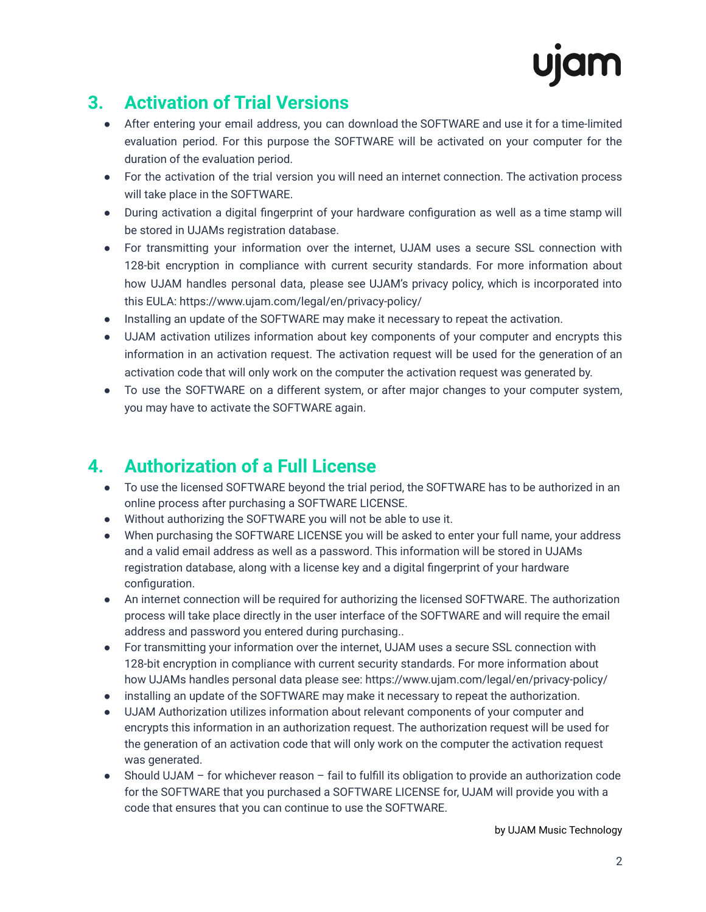## 3. Activation of Trial Versions

- After entering your email address, you can download the SOFTWARE and use it for a time-limited evaluation period. For this purpose the SOFTWARE will be activated on your computer for the duration of the evaluation period.
- For the activation of the trial version you will need an internet connection. The activation process will take place in the SOFTWARE.
- During activation a digital fingerprint of your hardware configuration as well as a time stamp will be stored in UJAMs registration database.
- For transmitting your information over the internet, UJAM uses a secure SSL connection with 128-bit encryption in compliance with current security standards. For more information about how UJAM handles personal data, please see UJAM's privacy policy, which is incorporated into this EULA: https://www.ujam.com/legal/en/privacy-policy/
- Installing an update of the SOFTWARE may make it necessary to repeat the activation.
- UJAM activation utilizes information about key components of your computer and encrypts this information in an activation request. The activation request will be used for the generation of an activation code that will only work on the computer the activation request was generated by.
- To use the SOFTWARE on a different system, or after major changes to your computer system, you may have to activate the SOFTWARE again.

## 4. Authorization of a Full License

- To use the licensed SOFTWARE beyond the trial period, the SOFTWARE has to be authorized in an online process after purchasing a SOFTWARE LICENSE.
- Without authorizing the SOFTWARE you will not be able to use it.
- When purchasing the SOFTWARE LICENSE you will be asked to enter your full name, your address and a valid email address as well as a password. This information will be stored in UJAMs registration database, along with a license key and a digital fingerprint of your hardware configuration.
- An internet connection will be required for authorizing the licensed SOFTWARE. The authorization process will take place directly in the user interface of the SOFTWARE and will require the email address and password you entered during purchasing..
- For transmitting your information over the internet, UJAM uses a secure SSL connection with 128-bit encryption in compliance with current security standards. For more information about how UJAMs handles personal data please see: https://www.ujam.com/legal/en/privacy-policy/
- installing an update of the SOFTWARE may make it necessary to repeat the authorization.
- UJAM Authorization utilizes information about relevant components of your computer and encrypts this information in an authorization request. The authorization request will be used for the generation of an activation code that will only work on the computer the activation request was generated.
- Should UJAM – for whichever reason – fail to fulfill its obligation to provide an authorization code for the SOFTWARE that you purchased a SOFTWARE LICENSE for, UJAM will provide you with a code that ensures that you can continue to use the SOFTWARE.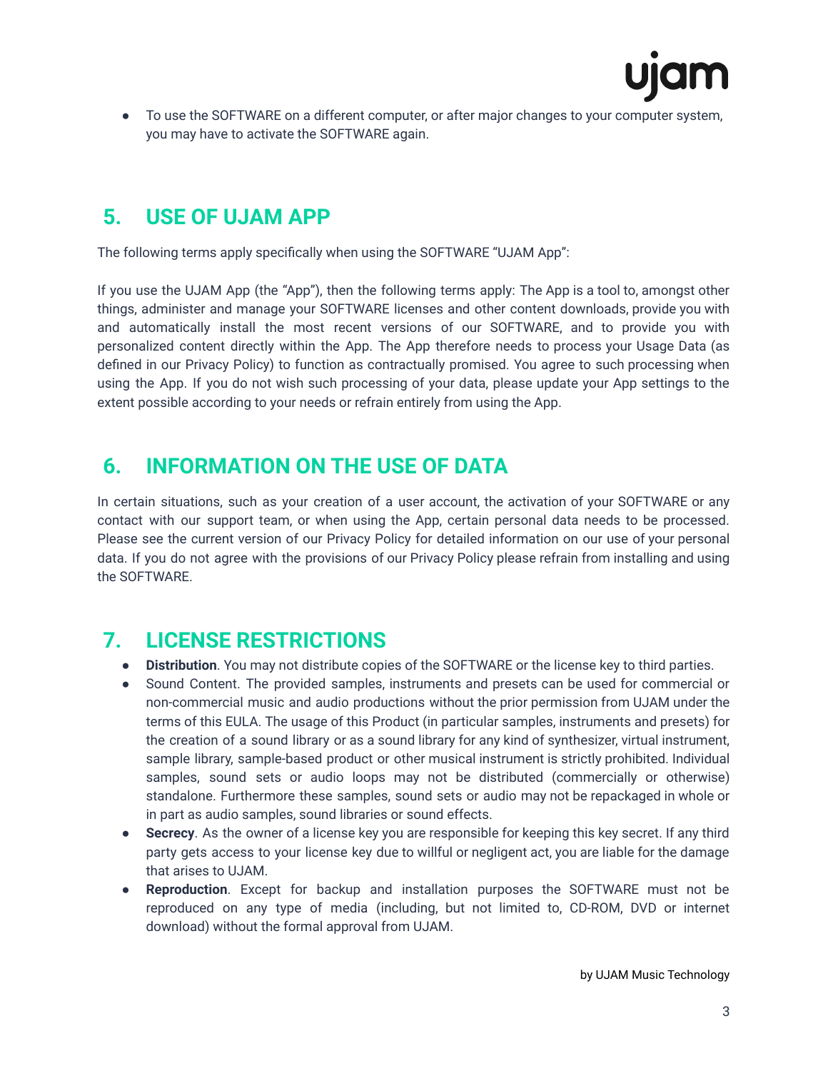- To use the SOFTWARE on a different computer, or after major changes to your computer system, you may have to activate the SOFTWARE again.

## 5. USE OF UJAM APP

The following terms apply specifically when using the SOFTWARE "UJAM App":

If you use the UJAM App (the "App"), then the following terms apply: The App is a tool to, amongst other things, administer and manage your SOFTWARE licenses and other content downloads, provide you with and automatically install the most recent versions of our SOFTWARE, and to provide you with personalized content directly within the App. The App therefore needs to process your Usage Data (as defined in our Privacy Policy) to function as contractually promised. You agree to such processing when using the App. If you do not wish such processing of your data, please update your App settings to the extent possible according to your needs or refrain entirely from using the App.

## 6. INFORMATION ON THE USE OF DATA

In certain situations, such as your creation of a user account, the activation of your SOFTWARE or any contact with our support team, or when using the App, certain personal data needs to be processed. Please see the current version of our Privacy Policy for detailed information on our use of your personal data. If you do not agree with the provisions of our Privacy Policy please refrain from installing and using the SOFTWARE.

## 7. LICENSE RESTRICTIONS

- **Distribution**. You may not distribute copies of the SOFTWARE or the license key to third parties.
- Sound Content. The provided samples, instruments and presets can be used for commercial or non-commercial music and audio productions without the prior permission from UJAM under the terms of this EULA. The usage of this Product (in particular samples, instruments and presets) for the creation of a sound library or as a sound library for any kind of synthesizer, virtual instrument, sample library, sample-based product or other musical instrument is strictly prohibited. Individual samples, sound sets or audio loops may not be distributed (commercially or otherwise) standalone. Furthermore these samples, sound sets or audio may not be repackaged in whole or in part as audio samples, sound libraries or sound effects.
- **Secrecy**. As the owner of a license key you are responsible for keeping this key secret. If any third party gets access to your license key due to willful or negligent act, you are liable for the damage that arises to UJAM.
- **Reproduction**. Except for backup and installation purposes the SOFTWARE must not be reproduced on any type of media (including, but not limited to, CD-ROM, DVD or internet download) without the formal approval from UJAM.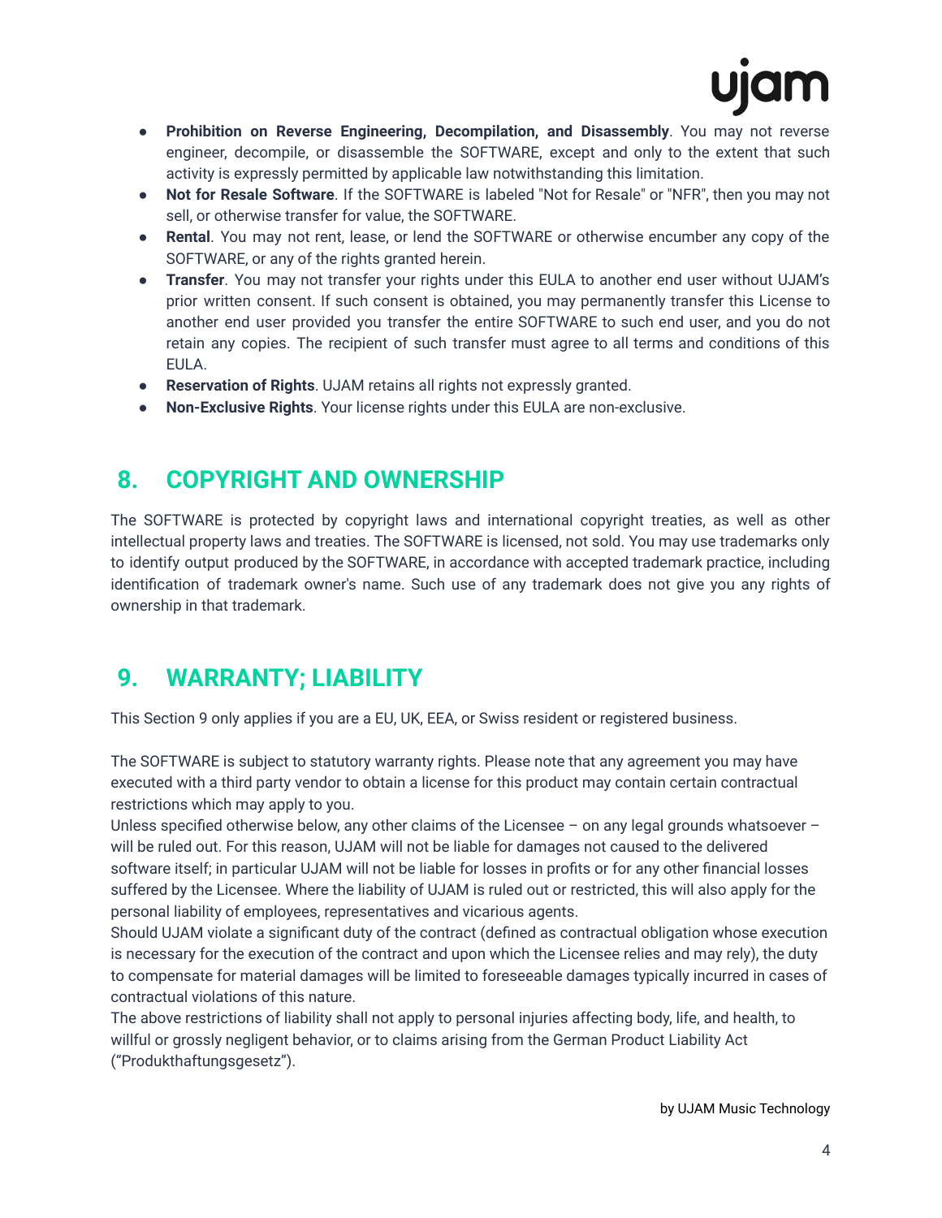- **Prohibition on Reverse Engineering, Decompilation, and Disassembly**. You may not reverse engineer, decompile, or disassemble the SOFTWARE, except and only to the extent that such activity is expressly permitted by applicable law notwithstanding this limitation.
- **Not for Resale Software**. If the SOFTWARE is labeled "Not for Resale" or "NFR", then you may not sell, or otherwise transfer for value, the SOFTWARE.
- **Rental**. You may not rent, lease, or lend the SOFTWARE or otherwise encumber any copy of the SOFTWARE, or any of the rights granted herein.
- **Transfer**. You may not transfer your rights under this EULA to another end user without UJAM's prior written consent. If such consent is obtained, you may permanently transfer this License to another end user provided you transfer the entire SOFTWARE to such end user, and you do not retain any copies. The recipient of such transfer must agree to all terms and conditions of this EULA.
- **Reservation of Rights**. UJAM retains all rights not expressly granted.
- **Non-Exclusive Rights**. Your license rights under this EULA are non-exclusive.

## 8. COPYRIGHT AND OWNERSHIP

The SOFTWARE is protected by copyright laws and international copyright treaties, as well as other intellectual property laws and treaties. The SOFTWARE is licensed, not sold. You may use trademarks only to identify output produced by the SOFTWARE, in accordance with accepted trademark practice, including identification of trademark owner's name. Such use of any trademark does not give you any rights of ownership in that trademark.

## 9. WARRANTY; LIABILITY

This Section 9 only applies if you are a EU, UK, EEA, or Swiss resident or registered business.

The SOFTWARE is subject to statutory warranty rights. Please note that any agreement you may have executed with a third party vendor to obtain a license for this product may contain certain contractual restrictions which may apply to you.
Unless specified otherwise below, any other claims of the Licensee – on any legal grounds whatsoever – will be ruled out. For this reason, UJAM will not be liable for damages not caused to the delivered software itself; in particular UJAM will not be liable for losses in profits or for any other financial losses suffered by the Licensee. Where the liability of UJAM is ruled out or restricted, this will also apply for the personal liability of employees, representatives and vicarious agents.
Should UJAM violate a significant duty of the contract (defined as contractual obligation whose execution is necessary for the execution of the contract and upon which the Licensee relies and may rely), the duty to compensate for material damages will be limited to foreseeable damages typically incurred in cases of contractual violations of this nature.
The above restrictions of liability shall not apply to personal injuries affecting body, life, and health, to willful or grossly negligent behavior, or to claims arising from the German Product Liability Act ("Produkthaftungsgesetz").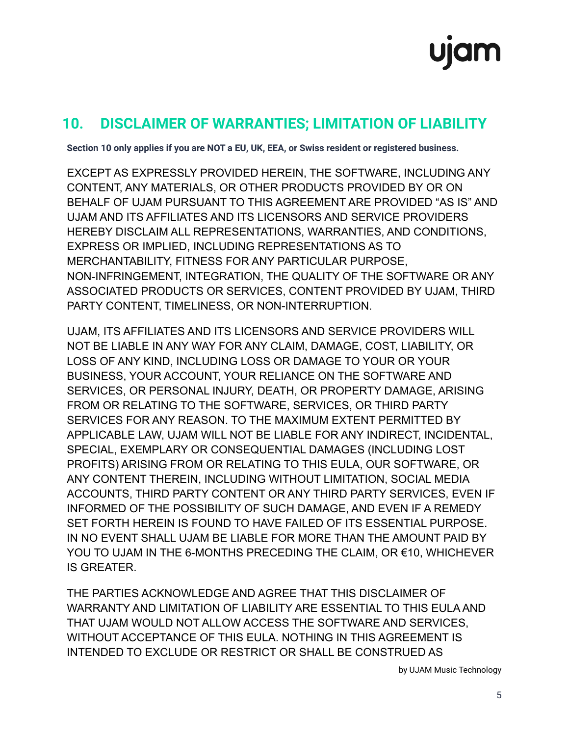## 10. DISCLAIMER OF WARRANTIES; LIMITATION OF LIABILITY

**Section 10 only applies if you are NOT a EU, UK, EEA, or Swiss resident or registered business.**

EXCEPT AS EXPRESSLY PROVIDED HEREIN, THE SOFTWARE, INCLUDING ANY CONTENT, ANY MATERIALS, OR OTHER PRODUCTS PROVIDED BY OR ON BEHALF OF UJAM PURSUANT TO THIS AGREEMENT ARE PROVIDED “AS IS” AND UJAM AND ITS AFFILIATES AND ITS LICENSORS AND SERVICE PROVIDERS HEREBY DISCLAIM ALL REPRESENTATIONS, WARRANTIES, AND CONDITIONS, EXPRESS OR IMPLIED, INCLUDING REPRESENTATIONS AS TO MERCHANTABILITY, FITNESS FOR ANY PARTICULAR PURPOSE, NON-INFRINGEMENT, INTEGRATION, THE QUALITY OF THE SOFTWARE OR ANY ASSOCIATED PRODUCTS OR SERVICES, CONTENT PROVIDED BY UJAM, THIRD PARTY CONTENT, TIMELINESS, OR NON-INTERRUPTION.

UJAM, ITS AFFILIATES AND ITS LICENSORS AND SERVICE PROVIDERS WILL NOT BE LIABLE IN ANY WAY FOR ANY CLAIM, DAMAGE, COST, LIABILITY, OR LOSS OF ANY KIND, INCLUDING LOSS OR DAMAGE TO YOUR OR YOUR BUSINESS, YOUR ACCOUNT, YOUR RELIANCE ON THE SOFTWARE AND SERVICES, OR PERSONAL INJURY, DEATH, OR PROPERTY DAMAGE, ARISING FROM OR RELATING TO THE SOFTWARE, SERVICES, OR THIRD PARTY SERVICES FOR ANY REASON. TO THE MAXIMUM EXTENT PERMITTED BY APPLICABLE LAW, UJAM WILL NOT BE LIABLE FOR ANY INDIRECT, INCIDENTAL, SPECIAL, EXEMPLARY OR CONSEQUENTIAL DAMAGES (INCLUDING LOST PROFITS) ARISING FROM OR RELATING TO THIS EULA, OUR SOFTWARE, OR ANY CONTENT THEREIN, INCLUDING WITHOUT LIMITATION, SOCIAL MEDIA ACCOUNTS, THIRD PARTY CONTENT OR ANY THIRD PARTY SERVICES, EVEN IF INFORMED OF THE POSSIBILITY OF SUCH DAMAGE, AND EVEN IF A REMEDY SET FORTH HEREIN IS FOUND TO HAVE FAILED OF ITS ESSENTIAL PURPOSE. IN NO EVENT SHALL UJAM BE LIABLE FOR MORE THAN THE AMOUNT PAID BY YOU TO UJAM IN THE 6-MONTHS PRECEDING THE CLAIM, OR €10, WHICHEVER IS GREATER.

THE PARTIES ACKNOWLEDGE AND AGREE THAT THIS DISCLAIMER OF WARRANTY AND LIMITATION OF LIABILITY ARE ESSENTIAL TO THIS EULA AND THAT UJAM WOULD NOT ALLOW ACCESS THE SOFTWARE AND SERVICES, WITHOUT ACCEPTANCE OF THIS EULA. NOTHING IN THIS AGREEMENT IS INTENDED TO EXCLUDE OR RESTRICT OR SHALL BE CONSTRUED AS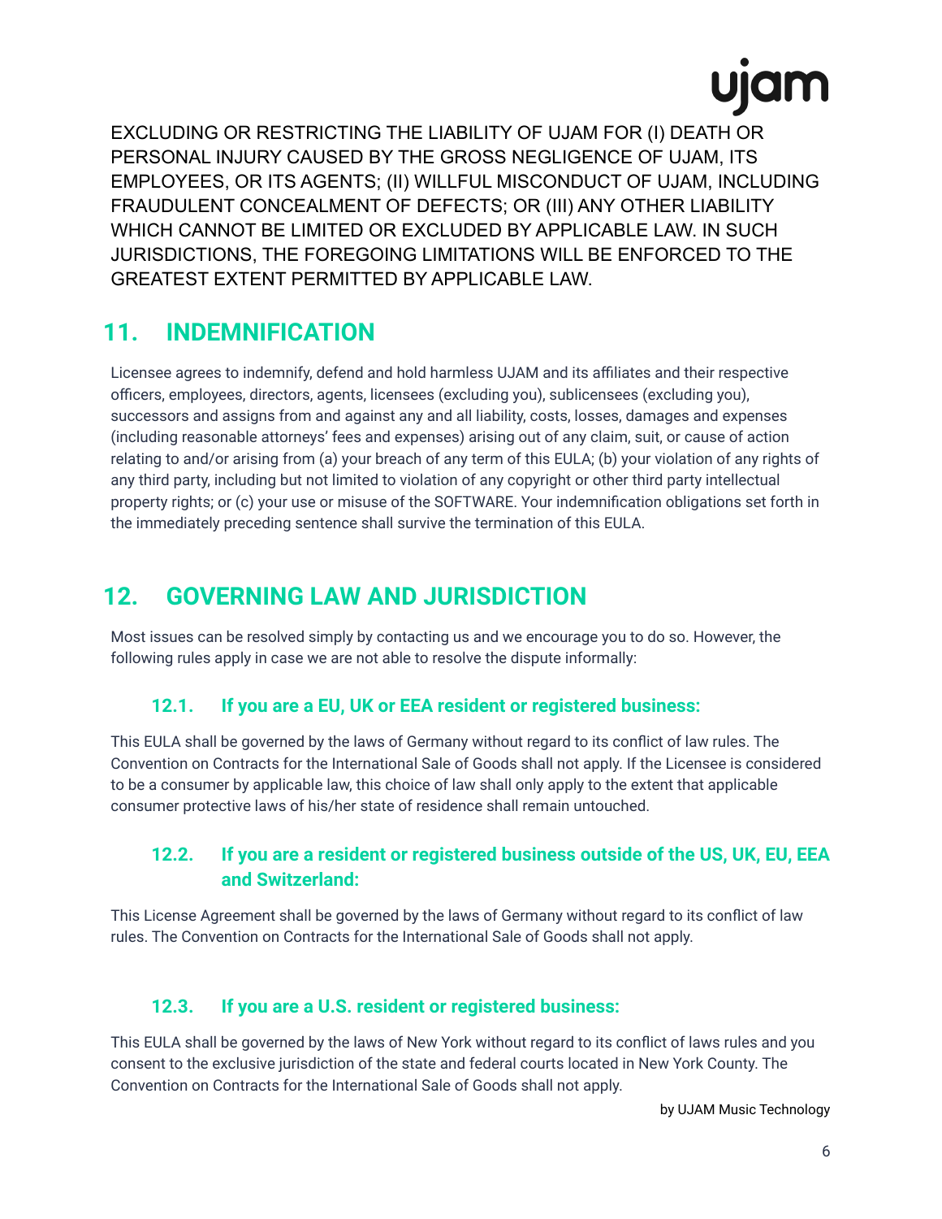EXCLUDING OR RESTRICTING THE LIABILITY OF UJAM FOR (I) DEATH OR PERSONAL INJURY CAUSED BY THE GROSS NEGLIGENCE OF UJAM, ITS EMPLOYEES, OR ITS AGENTS; (II) WILLFUL MISCONDUCT OF UJAM, INCLUDING FRAUDULENT CONCEALMENT OF DEFECTS; OR (III) ANY OTHER LIABILITY WHICH CANNOT BE LIMITED OR EXCLUDED BY APPLICABLE LAW. IN SUCH JURISDICTIONS, THE FOREGOING LIMITATIONS WILL BE ENFORCED TO THE GREATEST EXTENT PERMITTED BY APPLICABLE LAW.

## 11. INDEMNIFICATION

Licensee agrees to indemnify, defend and hold harmless UJAM and its affiliates and their respective officers, employees, directors, agents, licensees (excluding you), sublicensees (excluding you), successors and assigns from and against any and all liability, costs, losses, damages and expenses (including reasonable attorneys' fees and expenses) arising out of any claim, suit, or cause of action relating to and/or arising from (a) your breach of any term of this EULA; (b) your violation of any rights of any third party, including but not limited to violation of any copyright or other third party intellectual property rights; or (c) your use or misuse of the SOFTWARE. Your indemnification obligations set forth in the immediately preceding sentence shall survive the termination of this EULA.

## 12. GOVERNING LAW AND JURISDICTION

Most issues can be resolved simply by contacting us and we encourage you to do so. However, the following rules apply in case we are not able to resolve the dispute informally:

### 12.1. If you are a EU, UK or EEA resident or registered business:

This EULA shall be governed by the laws of Germany without regard to its conflict of law rules. The Convention on Contracts for the International Sale of Goods shall not apply. If the Licensee is considered to be a consumer by applicable law, this choice of law shall only apply to the extent that applicable consumer protective laws of his/her state of residence shall remain untouched.

### 12.2. If you are a resident or registered business outside of the US, UK, EU, EEA and Switzerland:

This License Agreement shall be governed by the laws of Germany without regard to its conflict of law rules. The Convention on Contracts for the International Sale of Goods shall not apply.

### 12.3. If you are a U.S. resident or registered business:

This EULA shall be governed by the laws of New York without regard to its conflict of laws rules and you consent to the exclusive jurisdiction of the state and federal courts located in New York County. The Convention on Contracts for the International Sale of Goods shall not apply.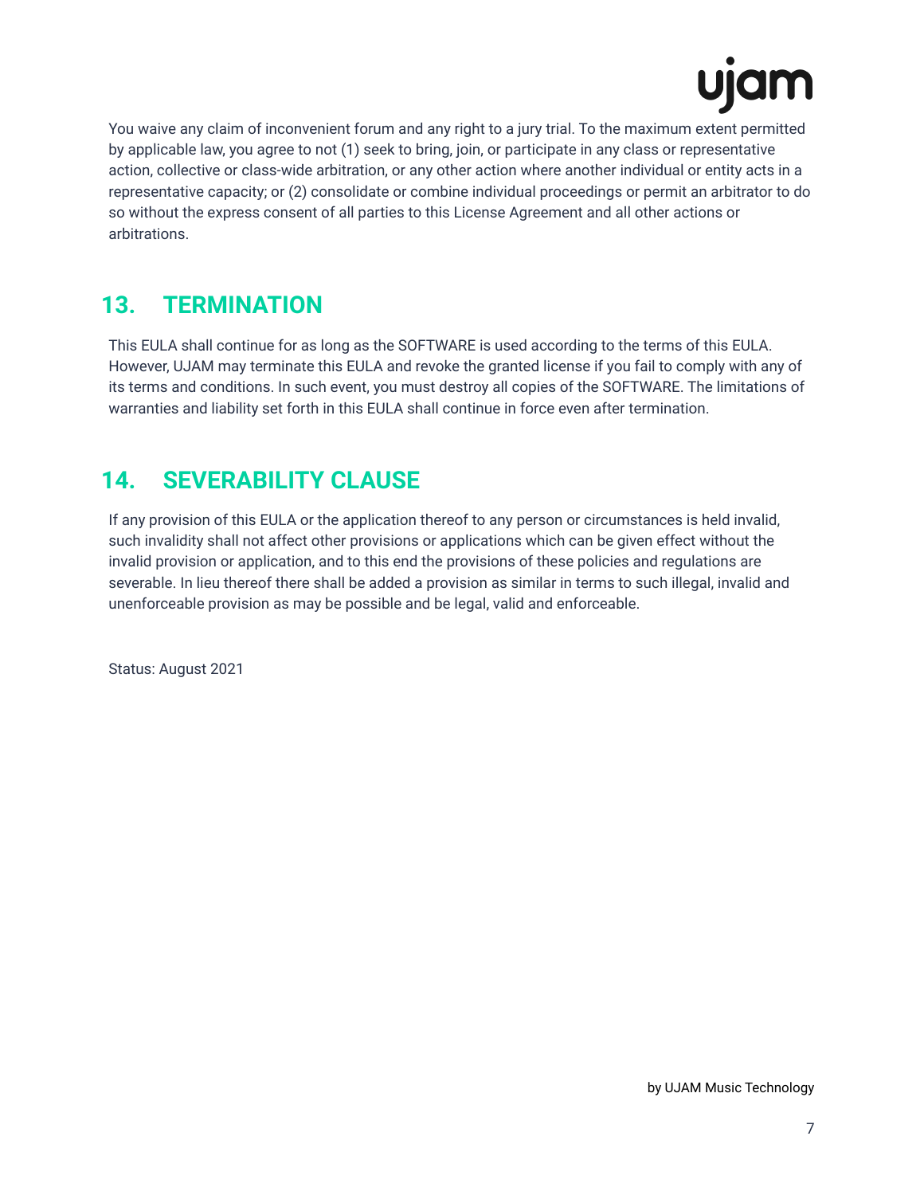You waive any claim of inconvenient forum and any right to a jury trial. To the maximum extent permitted by applicable law, you agree to not (1) seek to bring, join, or participate in any class or representative action, collective or class-wide arbitration, or any other action where another individual or entity acts in a representative capacity; or (2) consolidate or combine individual proceedings or permit an arbitrator to do so without the express consent of all parties to this License Agreement and all other actions or arbitrations.

## 13. TERMINATION

This EULA shall continue for as long as the SOFTWARE is used according to the terms of this EULA. However, UJAM may terminate this EULA and revoke the granted license if you fail to comply with any of its terms and conditions. In such event, you must destroy all copies of the SOFTWARE. The limitations of warranties and liability set forth in this EULA shall continue in force even after termination.

## 14. SEVERABILITY CLAUSE

If any provision of this EULA or the application thereof to any person or circumstances is held invalid, such invalidity shall not affect other provisions or applications which can be given effect without the invalid provision or application, and to this end the provisions of these policies and regulations are severable. In lieu thereof there shall be added a provision as similar in terms to such illegal, invalid and unenforceable provision as may be possible and be legal, valid and enforceable.

Status: August 2021